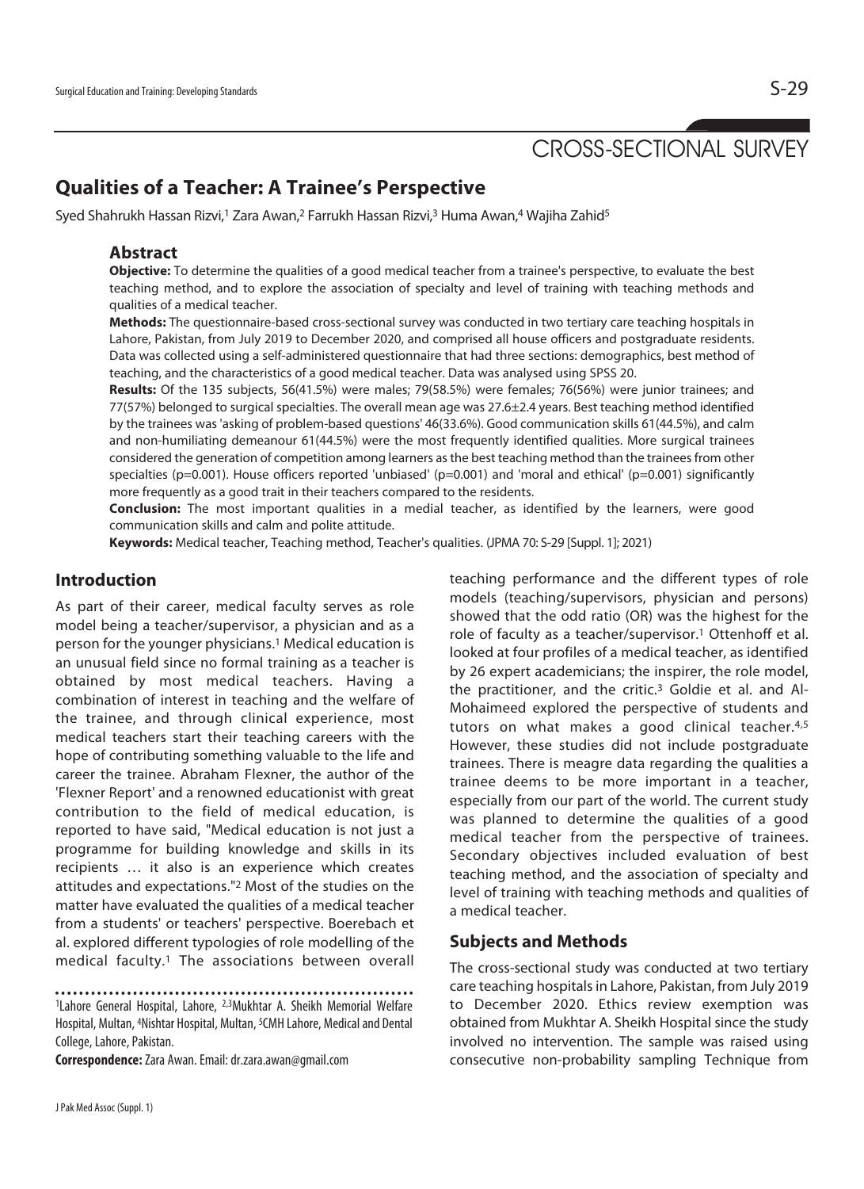CROSS-SECTIONAL SURVEY

# Qualities of a Teacher: A Trainee's Perspective

Syed Shahrukh Hassan Rizvi,[1] Zara Awan,[2] Farrukh Hassan Rizvi,[3] Huma Awan,[4] Wajiha Zahid[5]

## Abstract

**Objective:** To determine the qualities of a good medical teacher from a trainee's perspective, to evaluate the best teaching method, and to explore the association of specialty and level of training with teaching methods and qualities of a medical teacher.

**Methods:** The questionnaire-based cross-sectional survey was conducted in two tertiary care teaching hospitals in Lahore, Pakistan, from July 2019 to December 2020, and comprised all house officers and postgraduate residents. Data was collected using a self-administered questionnaire that had three sections: demographics, best method of teaching, and the characteristics of a good medical teacher. Data was analysed using SPSS 20.

**Results:** Of the 135 subjects, 56(41.5%) were males; 79(58.5%) were females; 76(56%) were junior trainees; and 77(57%) belonged to surgical specialties. The overall mean age was 27.6±2.4 years. Best teaching method identified by the trainees was 'asking of problem-based questions' 46(33.6%). Good communication skills 61(44.5%), and calm and non-humiliating demeanour 61(44.5%) were the most frequently identified qualities. More surgical trainees considered the generation of competition among learners as the best teaching method than the trainees from other specialties (p=0.001). House officers reported 'unbiased' (p=0.001) and 'moral and ethical' (p=0.001) significantly more frequently as a good trait in their teachers compared to the residents.

**Conclusion:** The most important qualities in a medial teacher, as identified by the learners, were good communication skills and calm and polite attitude.

**Keywords:** Medical teacher, Teaching method, Teacher's qualities. (JPMA 70: S-29 [Suppl. 1]; 2021)

## Introduction

As part of their career, medical faculty serves as role model being a teacher/supervisor, a physician and as a person for the younger physicians.[1] Medical education is an unusual field since no formal training as a teacher is obtained by most medical teachers. Having a combination of interest in teaching and the welfare of the trainee, and through clinical experience, most medical teachers start their teaching careers with the hope of contributing something valuable to the life and career the trainee. Abraham Flexner, the author of the 'Flexner Report' and a renowned educationist with great contribution to the field of medical education, is reported to have said, "Medical education is not just a programme for building knowledge and skills in its recipients … it also is an experience which creates attitudes and expectations."[2] Most of the studies on the matter have evaluated the qualities of a medical teacher from a students' or teachers' perspective. Boerebach et al. explored different typologies of role modelling of the medical faculty.[1] The associations between overall teaching performance and the different types of role models (teaching/supervisors, physician and persons) showed that the odd ratio (OR) was the highest for the role of faculty as a teacher/supervisor.[1] Ottenhoff et al. looked at four profiles of a medical teacher, as identified by 26 expert academicians; the inspirer, the role model, the practitioner, and the critic.[3] Goldie et al. and Al-Mohaimeed explored the perspective of students and tutors on what makes a good clinical teacher.[4,5] However, these studies did not include postgraduate trainees. There is meagre data regarding the qualities a trainee deems to be more important in a teacher, especially from our part of the world. The current study was planned to determine the qualities of a good medical teacher from the perspective of trainees. Secondary objectives included evaluation of best teaching method, and the association of specialty and level of training with teaching methods and qualities of a medical teacher.

## Subjects and Methods

The cross-sectional study was conducted at two tertiary care teaching hospitals in Lahore, Pakistan, from July 2019 to December 2020. Ethics review exemption was obtained from Mukhtar A. Sheikh Hospital since the study involved no intervention. The sample was raised using consecutive non-probability sampling Technique from

[1]Lahore General Hospital, Lahore, [2,3]Mukhtar A. Sheikh Memorial Welfare Hospital, Multan, [4]Nishtar Hospital, Multan, [5]CMH Lahore, Medical and Dental College, Lahore, Pakistan.

**Correspondence:** Zara Awan. Email: dr.zara.awan@gmail.com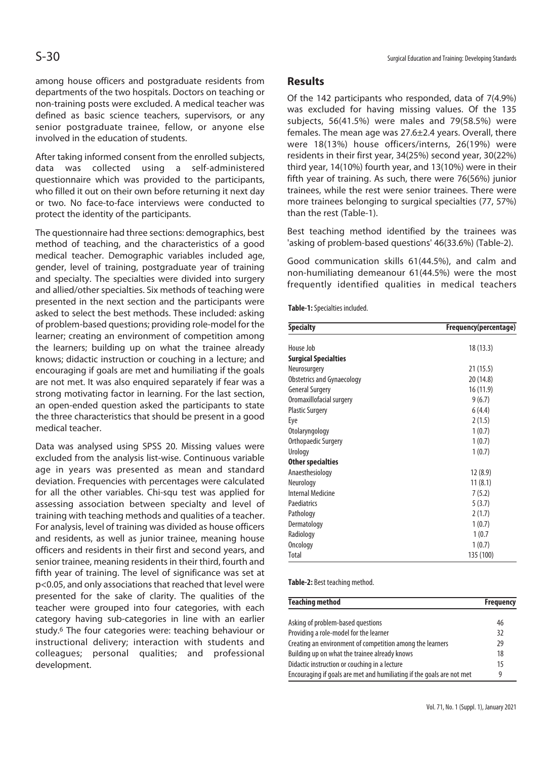among house officers and postgraduate residents from departments of the two hospitals. Doctors on teaching or non-training posts were excluded. A medical teacher was defined as basic science teachers, supervisors, or any senior postgraduate trainee, fellow, or anyone else involved in the education of students.

After taking informed consent from the enrolled subjects, data was collected using a self-administered questionnaire which was provided to the participants, who filled it out on their own before returning it next day or two. No face-to-face interviews were conducted to protect the identity of the participants.

The questionnaire had three sections: demographics, best method of teaching, and the characteristics of a good medical teacher. Demographic variables included age, gender, level of training, postgraduate year of training and specialty. The specialties were divided into surgery and allied/other specialties. Six methods of teaching were presented in the next section and the participants were asked to select the best methods. These included: asking of problem-based questions; providing role-model for the learner; creating an environment of competition among the learners; building up on what the trainee already knows; didactic instruction or couching in a lecture; and encouraging if goals are met and humiliating if the goals are not met. It was also enquired separately if fear was a strong motivating factor in learning. For the last section, an open-ended question asked the participants to state the three characteristics that should be present in a good medical teacher.

Data was analysed using SPSS 20. Missing values were excluded from the analysis list-wise. Continuous variable age in years was presented as mean and standard deviation. Frequencies with percentages were calculated for all the other variables. Chi-squ test was applied for assessing association between specialty and level of training with teaching methods and qualities of a teacher. For analysis, level of training was divided as house officers and residents, as well as junior trainee, meaning house officers and residents in their first and second years, and senior trainee, meaning residents in their third, fourth and fifth year of training. The level of significance was set at $p<0.05$, and only associations that reached that level were presented for the sake of clarity. The qualities of the teacher were grouped into four categories, with each category having sub-categories in line with an earlier study.[6] The four categories were: teaching behaviour or instructional delivery; interaction with students and colleagues; personal qualities; and professional development.

## Results

Of the 142 participants who responded, data of 7(4.9%) was excluded for having missing values. Of the 135 subjects, 56(41.5%) were males and 79(58.5%) were females. The mean age was 27.6±2.4 years. Overall, there were 18(13%) house officers/interns, 26(19%) were residents in their first year, 34(25%) second year, 30(22%) third year, 14(10%) fourth year, and 13(10%) were in their fifth year of training. As such, there were 76(56%) junior trainees, while the rest were senior trainees. There were more trainees belonging to surgical specialties (77, 57%) than the rest (Table-1).

Best teaching method identified by the trainees was 'asking of problem-based questions' 46(33.6%) (Table-2).

Good communication skills 61(44.5%), and calm and non-humiliating demeanour 61(44.5%) were the most frequently identified qualities in medical teachers

**Table-1:** Specialties included.

| Specialty | Frequency(percentage) |
|---|---|
| House Job | 18 (13.3) |
| **Surgical Specialties** | |
| Neurosurgery | 21 (15.5) |
| Obstetrics and Gynaecology | 20 (14.8) |
| General Surgery | 16 (11.9) |
| Oromaxillofacial surgery | 9 (6.7) |
| Plastic Surgery | 6 (4.4) |
| Eye | 2 (1.5) |
| Otolaryngology | 1 (0.7) |
| Orthopaedic Surgery | 1 (0.7) |
| Urology | 1 (0.7) |
| **Other specialties** | |
| Anaesthesiology | 12 (8.9) |
| Neurology | 11 (8.1) |
| Internal Medicine | 7 (5.2) |
| Paediatrics | 5 (3.7) |
| Pathology | 2 (1.7) |
| Dermatology | 1 (0.7) |
| Radiology | 1 (0.7 |
| Oncology | 1 (0.7) |
| Total | 135 (100) |

**Table-2:** Best teaching method.

| Teaching method | Frequency |
|---|---|
| Asking of problem-based questions | 46 |
| Providing a role-model for the learner | 32 |
| Creating an environment of competition among the learners | 29 |
| Building up on what the trainee already knows | 18 |
| Didactic instruction or couching in a lecture | 15 |
| Encouraging if goals are met and humiliating if the goals are not met | 9 |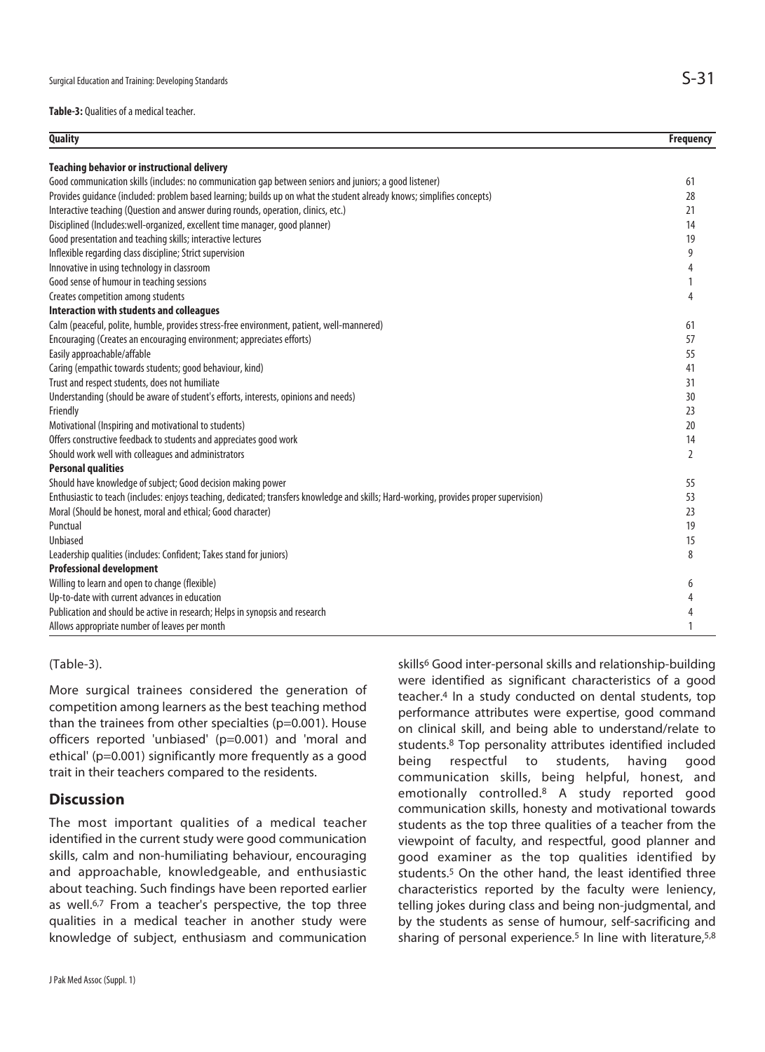**Table-3:** Qualities of a medical teacher.

| Quality | Frequency |
|---|---|
| **Teaching behavior or instructional delivery** | |
| Good communication skills (includes: no communication gap between seniors and juniors; a good listener) | 61 |
| Provides guidance (included: problem based learning; builds up on what the student already knows; simplifies concepts) | 28 |
| Interactive teaching (Question and answer during rounds, operation, clinics, etc.) | 21 |
| Disciplined (Includes:well-organized, excellent time manager, good planner) | 14 |
| Good presentation and teaching skills; interactive lectures | 19 |
| Inflexible regarding class discipline; Strict supervision | 9 |
| Innovative in using technology in classroom | 4 |
| Good sense of humour in teaching sessions | 1 |
| Creates competition among students | 4 |
| **Interaction with students and colleagues** | |
| Calm (peaceful, polite, humble, provides stress-free environment, patient, well-mannered) | 61 |
| Encouraging (Creates an encouraging environment; appreciates efforts) | 57 |
| Easily approachable/affable | 55 |
| Caring (empathic towards students; good behaviour, kind) | 41 |
| Trust and respect students, does not humiliate | 31 |
| Understanding (should be aware of student's efforts, interests, opinions and needs) | 30 |
| Friendly | 23 |
| Motivational (Inspiring and motivational to students) | 20 |
| Offers constructive feedback to students and appreciates good work | 14 |
| Should work well with colleagues and administrators | 2 |
| **Personal qualities** | |
| Should have knowledge of subject; Good decision making power | 55 |
| Enthusiastic to teach (includes: enjoys teaching, dedicated; transfers knowledge and skills; Hard-working, provides proper supervision) | 53 |
| Moral (Should be honest, moral and ethical; Good character) | 23 |
| Punctual | 19 |
| Unbiased | 15 |
| Leadership qualities (includes: Confident; Takes stand for juniors) | 8 |
| **Professional development** | |
| Willing to learn and open to change (flexible) | 6 |
| Up-to-date with current advances in education | 4 |
| Publication and should be active in research; Helps in synopsis and research | 4 |
| Allows appropriate number of leaves per month | 1 |

(Table-3).

More surgical trainees considered the generation of competition among learners as the best teaching method than the trainees from other specialties ($p=0.001$). House officers reported 'unbiased' ($p=0.001$) and 'moral and ethical' ($p=0.001$) significantly more frequently as a good trait in their teachers compared to the residents.

## Discussion

The most important qualities of a medical teacher identified in the current study were good communication skills, calm and non-humiliating behaviour, encouraging and approachable, knowledgeable, and enthusiastic about teaching. Such findings have been reported earlier as well.[6,7] From a teacher's perspective, the top three qualities in a medical teacher in another study were knowledge of subject, enthusiasm and communication skills[6] Good inter-personal skills and relationship-building were identified as significant characteristics of a good teacher.[4] In a study conducted on dental students, top performance attributes were expertise, good command on clinical skill, and being able to understand/relate to students.[8] Top personality attributes identified included being respectful to students, having good communication skills, being helpful, honest, and emotionally controlled.[8] A study reported good communication skills, honesty and motivational towards students as the top three qualities of a teacher from the viewpoint of faculty, and respectful, good planner and good examiner as the top qualities identified by students.[5] On the other hand, the least identified three characteristics reported by the faculty were leniency, telling jokes during class and being non-judgmental, and by the students as sense of humour, self-sacrificing and sharing of personal experience.[5] In line with literature,[5,8]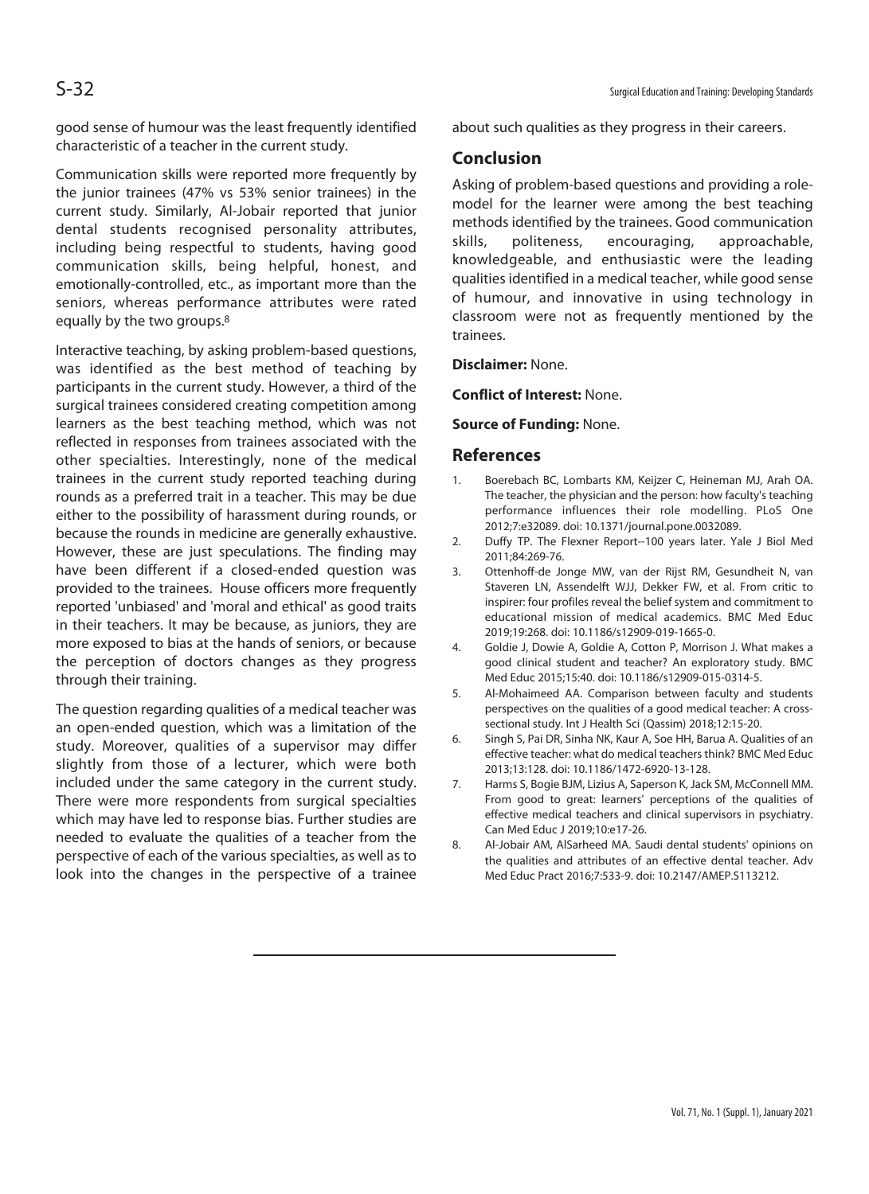good sense of humour was the least frequently identified characteristic of a teacher in the current study.

Communication skills were reported more frequently by the junior trainees (47% vs 53% senior trainees) in the current study. Similarly, Al-Jobair reported that junior dental students recognised personality attributes, including being respectful to students, having good communication skills, being helpful, honest, and emotionally-controlled, etc., as important more than the seniors, whereas performance attributes were rated equally by the two groups.[8]

Interactive teaching, by asking problem-based questions, was identified as the best method of teaching by participants in the current study. However, a third of the surgical trainees considered creating competition among learners as the best teaching method, which was not reflected in responses from trainees associated with the other specialties. Interestingly, none of the medical trainees in the current study reported teaching during rounds as a preferred trait in a teacher. This may be due either to the possibility of harassment during rounds, or because the rounds in medicine are generally exhaustive. However, these are just speculations. The finding may have been different if a closed-ended question was provided to the trainees. House officers more frequently reported 'unbiased' and 'moral and ethical' as good traits in their teachers. It may be because, as juniors, they are more exposed to bias at the hands of seniors, or because the perception of doctors changes as they progress through their training.

The question regarding qualities of a medical teacher was an open-ended question, which was a limitation of the study. Moreover, qualities of a supervisor may differ slightly from those of a lecturer, which were both included under the same category in the current study. There were more respondents from surgical specialties which may have led to response bias. Further studies are needed to evaluate the qualities of a teacher from the perspective of each of the various specialties, as well as to look into the changes in the perspective of a trainee about such qualities as they progress in their careers.

## Conclusion

Asking of problem-based questions and providing a role-model for the learner were among the best teaching methods identified by the trainees. Good communication skills, politeness, encouraging, approachable, knowledgeable, and enthusiastic were the leading qualities identified in a medical teacher, while good sense of humour, and innovative in using technology in classroom were not as frequently mentioned by the trainees.

**Disclaimer:** None.

**Conflict of Interest:** None.

**Source of Funding:** None.

## References

1. Boerebach BC, Lombarts KM, Keijzer C, Heineman MJ, Arah OA. The teacher, the physician and the person: how faculty's teaching performance influences their role modelling. PLoS One 2012;7:e32089. doi: 10.1371/journal.pone.0032089.
2. Duffy TP. The Flexner Report--100 years later. Yale J Biol Med 2011;84:269-76.
3. Ottenhoff-de Jonge MW, van der Rijst RM, Gesundheit N, van Staveren LN, Assendelft WJJ, Dekker FW, et al. From critic to inspirer: four profiles reveal the belief system and commitment to educational mission of medical academics. BMC Med Educ 2019;19:268. doi: 10.1186/s12909-019-1665-0.
4. Goldie J, Dowie A, Goldie A, Cotton P, Morrison J. What makes a good clinical student and teacher? An exploratory study. BMC Med Educ 2015;15:40. doi: 10.1186/s12909-015-0314-5.
5. Al-Mohaimeed AA. Comparison between faculty and students perspectives on the qualities of a good medical teacher: A cross-sectional study. Int J Health Sci (Qassim) 2018;12:15-20.
6. Singh S, Pai DR, Sinha NK, Kaur A, Soe HH, Barua A. Qualities of an effective teacher: what do medical teachers think? BMC Med Educ 2013;13:128. doi: 10.1186/1472-6920-13-128.
7. Harms S, Bogie BJM, Lizius A, Saperson K, Jack SM, McConnell MM. From good to great: learners' perceptions of the qualities of effective medical teachers and clinical supervisors in psychiatry. Can Med Educ J 2019;10:e17-26.
8. Al-Jobair AM, AlSarheed MA. Saudi dental students' opinions on the qualities and attributes of an effective dental teacher. Adv Med Educ Pract 2016;7:533-9. doi: 10.2147/AMEP.S113212.